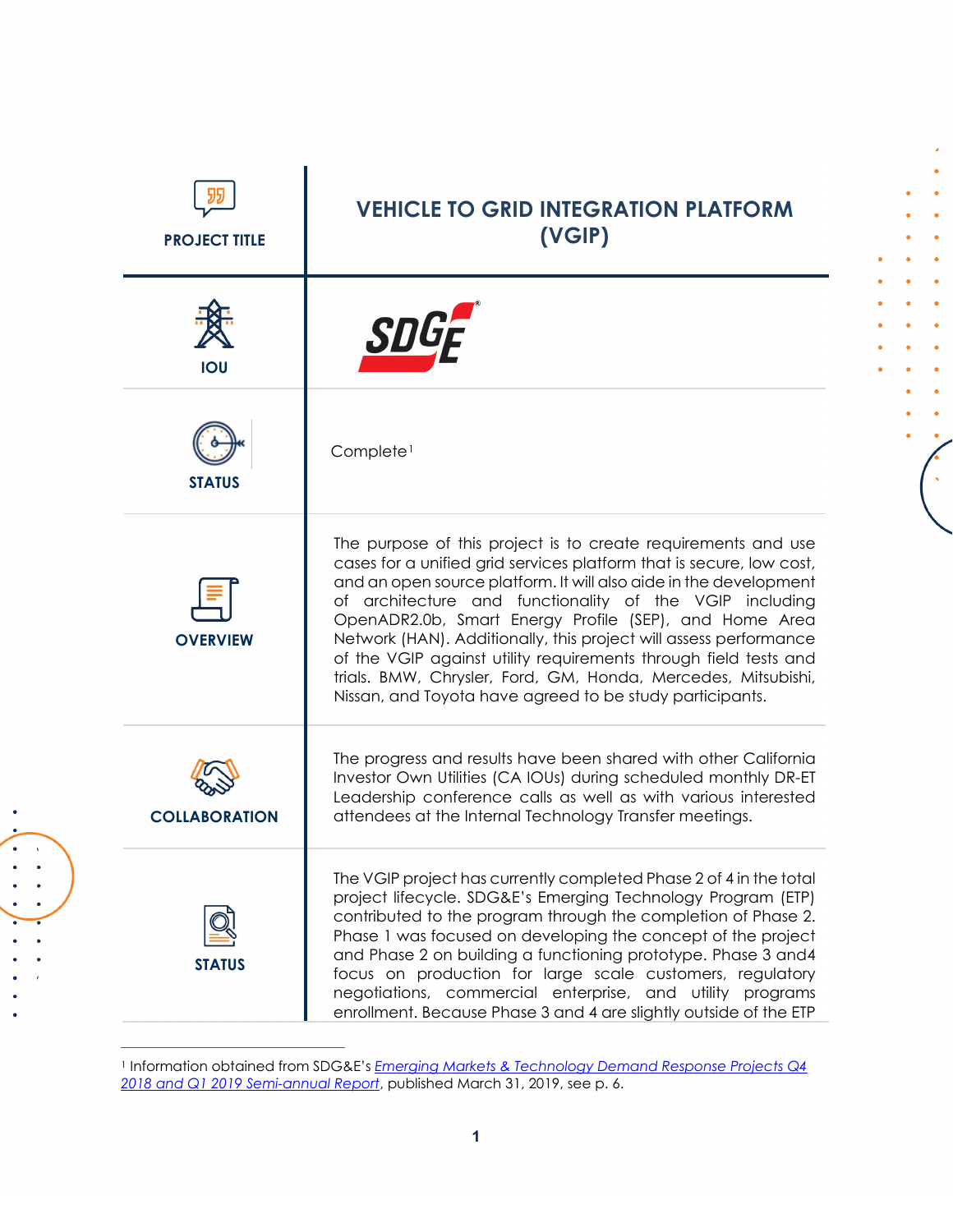| | |
|---|---|
| **PROJECT TITLE** | **VEHICLE TO GRID INTEGRATION PLATFORM (VGIP)** |
| **IOU** | SDGE |
| **STATUS** | Complete[1] |
| **OVERVIEW** | The purpose of this project is to create requirements and use cases for a unified grid services platform that is secure, low cost, and an open source platform. It will also aide in the development of architecture and functionality of the VGIP including OpenADR2.0b, Smart Energy Profile (SEP), and Home Area Network (HAN). Additionally, this project will assess performance of the VGIP against utility requirements through field tests and trials. BMW, Chrysler, Ford, GM, Honda, Mercedes, Mitsubishi, Nissan, and Toyota have agreed to be study participants. |
| **COLLABORATION** | The progress and results have been shared with other California Investor Own Utilities (CA IOUs) during scheduled monthly DR-ET Leadership conference calls as well as with various interested attendees at the Internal Technology Transfer meetings. |
| **STATUS** | The VGIP project has currently completed Phase 2 of 4 in the total project lifecycle. SDG&E's Emerging Technology Program (ETP) contributed to the program through the completion of Phase 2. Phase 1 was focused on developing the concept of the project and Phase 2 on building a functioning prototype. Phase 3 and4 focus on production for large scale customers, regulatory negotiations, commercial enterprise, and utility programs enrollment. Because Phase 3 and 4 are slightly outside of the ETP |

[1] Information obtained from SDG&E's *Emerging Markets & Technology Demand Response Projects Q4 2018 and Q1 2019 Semi-annual Report*, published March 31, 2019, see p. 6.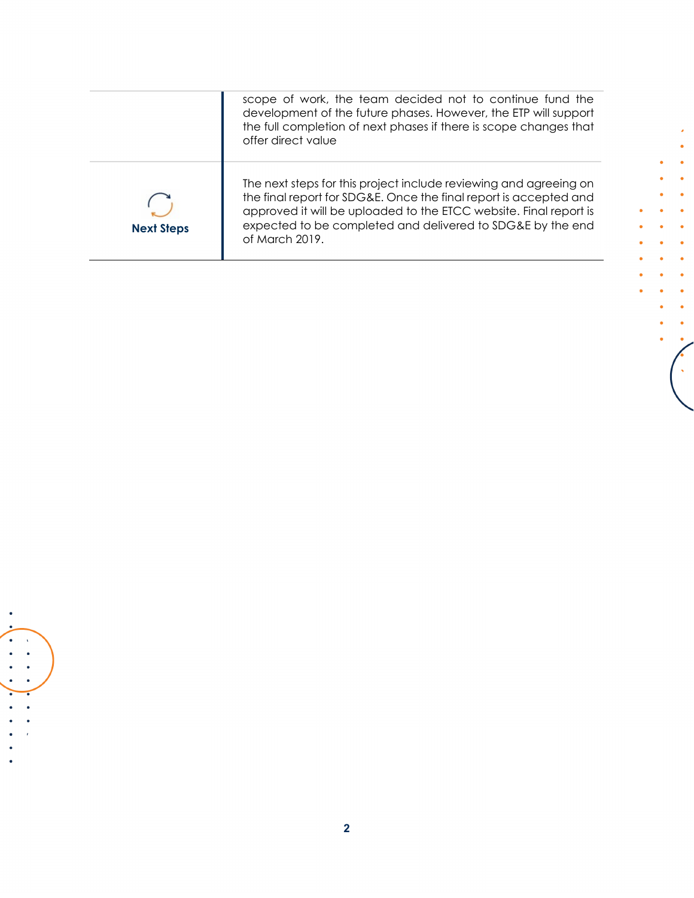| | |
|---|---|
| | scope of work, the team decided not to continue fund the development of the future phases. However, the ETP will support the full completion of next phases if there is scope changes that offer direct value |
| **Next Steps** | The next steps for this project include reviewing and agreeing on the final report for SDG&E. Once the final report is accepted and approved it will be uploaded to the ETCC website. Final report is expected to be completed and delivered to SDG&E by the end of March 2019. |